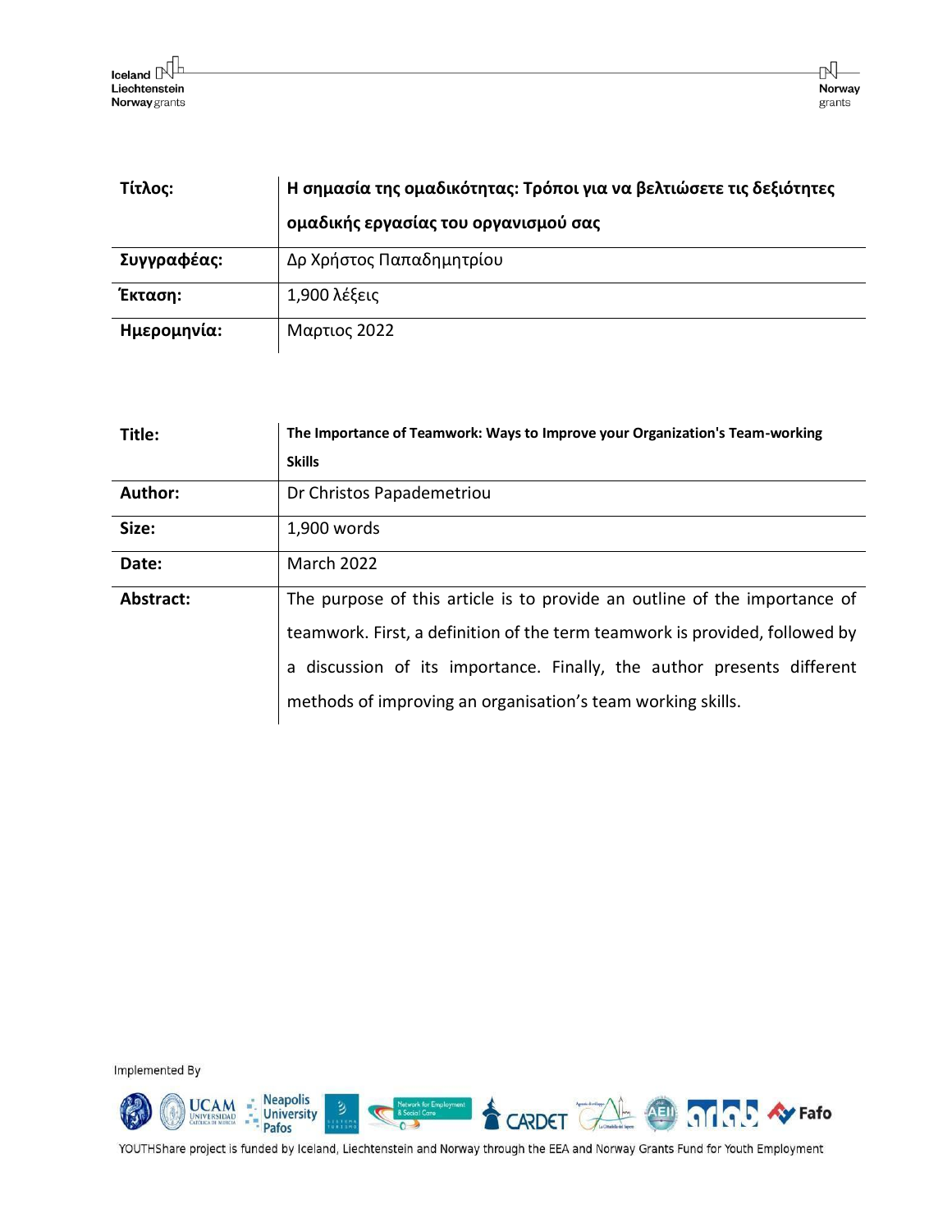| Τίτλος: | Η σημασία της ομαδικότητας: Τρόποι για να βελτιώσετε τις δεξιότητες ομαδικής εργασίας του οργανισμού σας |
|---|---|
| Συγγραφέας: | Δρ Χρήστος Παπαδημητρίου |
| Έκταση: | 1,900 λέξεις |
| Ημερομηνία: | Μαρτιος 2022 |

| Title: | The Importance of Teamwork: Ways to Improve your Organization's Team-working Skills |
|---|---|
| Author: | Dr Christos Papademetriou |
| Size: | 1,900 words |
| Date: | March 2022 |
| Abstract: | The purpose of this article is to provide an outline of the importance of teamwork. First, a definition of the term teamwork is provided, followed by a discussion of its importance. Finally, the author presents different methods of improving an organisation's team working skills. |

Implemented By

YOUTHShare project is funded by Iceland, Liechtenstein and Norway through the EEA and Norway Grants Fund for Youth Employment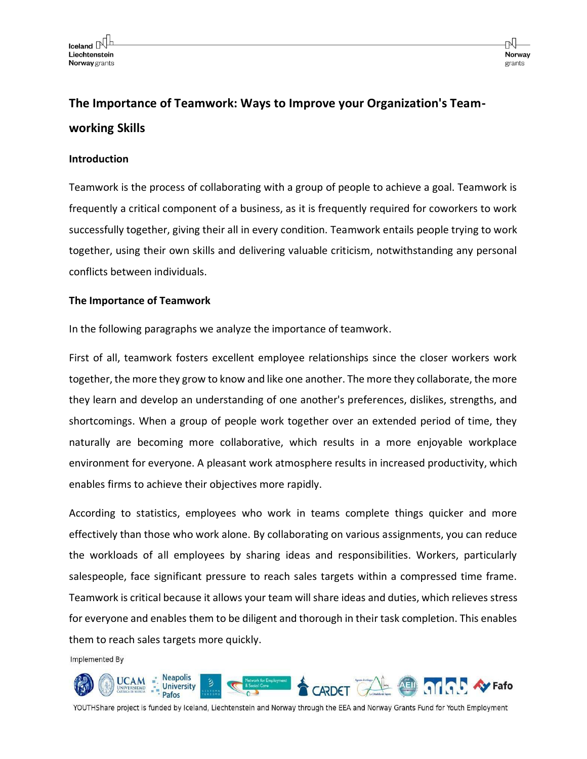## The Importance of Teamwork: Ways to Improve your Organization's Team-working Skills

### Introduction

Teamwork is the process of collaborating with a group of people to achieve a goal. Teamwork is frequently a critical component of a business, as it is frequently required for coworkers to work successfully together, giving their all in every condition. Teamwork entails people trying to work together, using their own skills and delivering valuable criticism, notwithstanding any personal conflicts between individuals.

### The Importance of Teamwork

In the following paragraphs we analyze the importance of teamwork.

First of all, teamwork fosters excellent employee relationships since the closer workers work together, the more they grow to know and like one another. The more they collaborate, the more they learn and develop an understanding of one another's preferences, dislikes, strengths, and shortcomings. When a group of people work together over an extended period of time, they naturally are becoming more collaborative, which results in a more enjoyable workplace environment for everyone. A pleasant work atmosphere results in increased productivity, which enables firms to achieve their objectives more rapidly.

According to statistics, employees who work in teams complete things quicker and more effectively than those who work alone. By collaborating on various assignments, you can reduce the workloads of all employees by sharing ideas and responsibilities. Workers, particularly salespeople, face significant pressure to reach sales targets within a compressed time frame. Teamwork is critical because it allows your team will share ideas and duties, which relieves stress for everyone and enables them to be diligent and thorough in their task completion. This enables them to reach sales targets more quickly.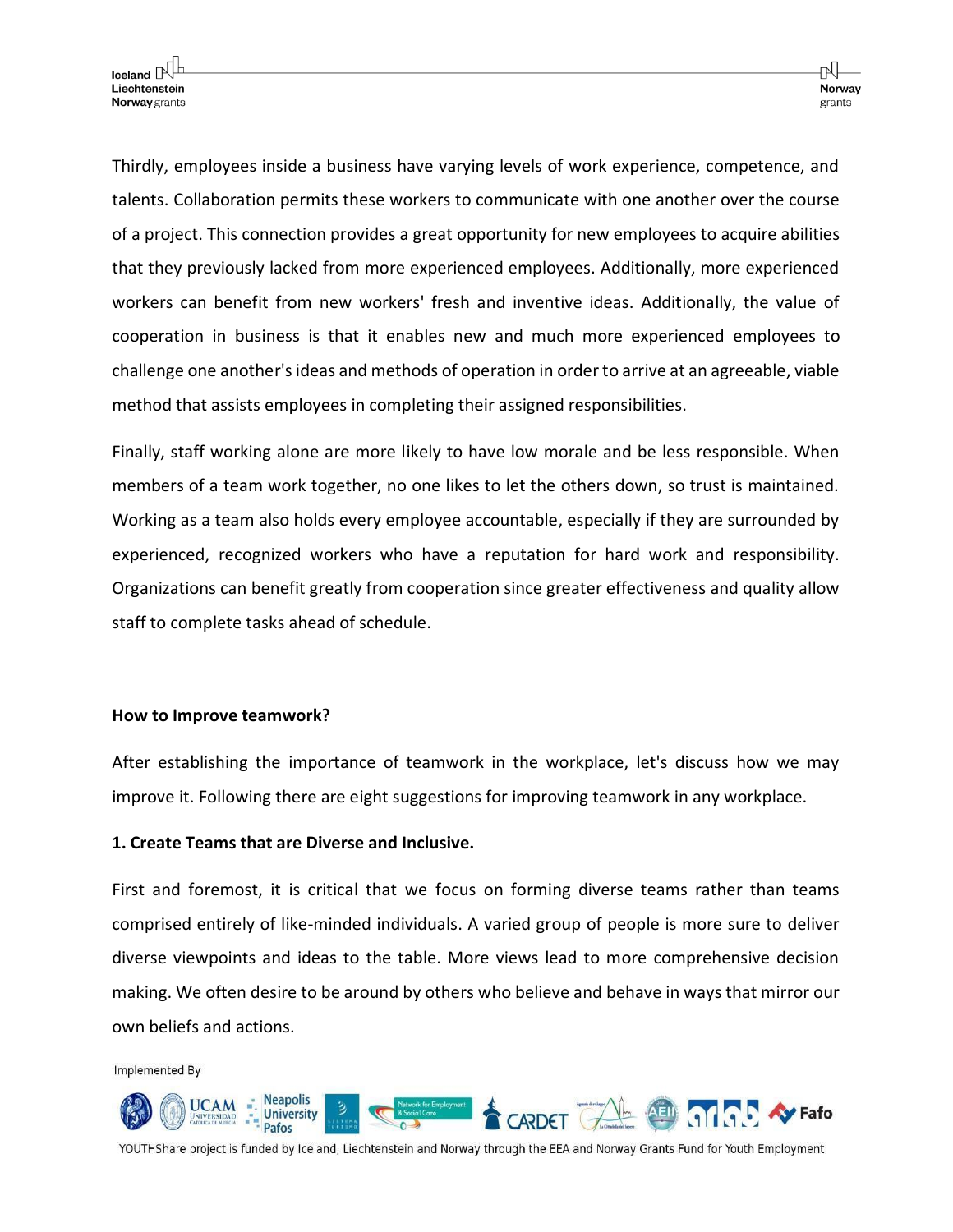Thirdly, employees inside a business have varying levels of work experience, competence, and talents. Collaboration permits these workers to communicate with one another over the course of a project. This connection provides a great opportunity for new employees to acquire abilities that they previously lacked from more experienced employees. Additionally, more experienced workers can benefit from new workers' fresh and inventive ideas. Additionally, the value of cooperation in business is that it enables new and much more experienced employees to challenge one another's ideas and methods of operation in order to arrive at an agreeable, viable method that assists employees in completing their assigned responsibilities.

Finally, staff working alone are more likely to have low morale and be less responsible. When members of a team work together, no one likes to let the others down, so trust is maintained. Working as a team also holds every employee accountable, especially if they are surrounded by experienced, recognized workers who have a reputation for hard work and responsibility. Organizations can benefit greatly from cooperation since greater effectiveness and quality allow staff to complete tasks ahead of schedule.

**How to Improve teamwork?**

After establishing the importance of teamwork in the workplace, let's discuss how we may improve it. Following there are eight suggestions for improving teamwork in any workplace.

**1. Create Teams that are Diverse and Inclusive.**

First and foremost, it is critical that we focus on forming diverse teams rather than teams comprised entirely of like-minded individuals. A varied group of people is more sure to deliver diverse viewpoints and ideas to the table. More views lead to more comprehensive decision making. We often desire to be around by others who believe and behave in ways that mirror our own beliefs and actions.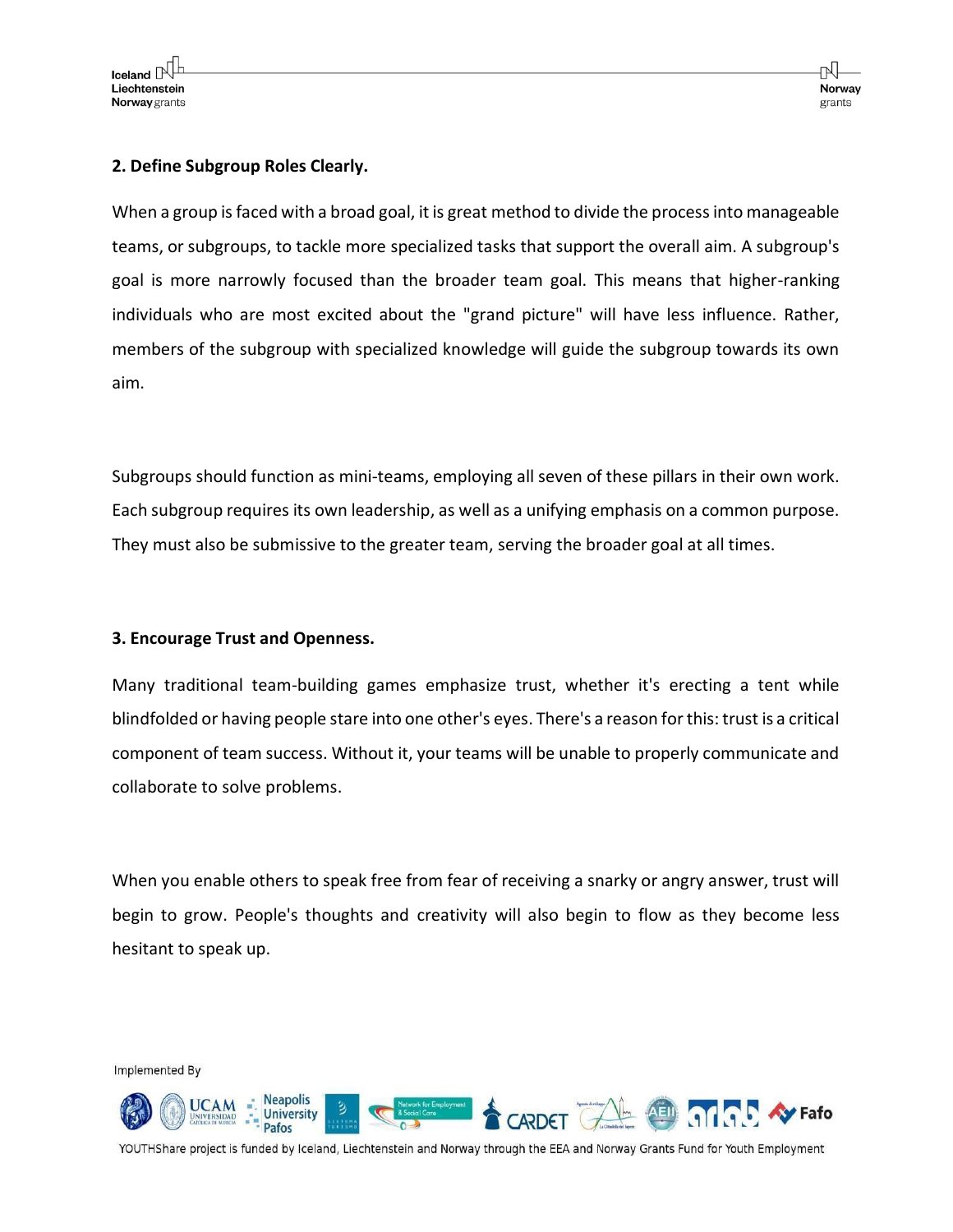**2. Define Subgroup Roles Clearly.**

When a group is faced with a broad goal, it is great method to divide the process into manageable teams, or subgroups, to tackle more specialized tasks that support the overall aim. A subgroup's goal is more narrowly focused than the broader team goal. This means that higher-ranking individuals who are most excited about the "grand picture" will have less influence. Rather, members of the subgroup with specialized knowledge will guide the subgroup towards its own aim.

Subgroups should function as mini-teams, employing all seven of these pillars in their own work. Each subgroup requires its own leadership, as well as a unifying emphasis on a common purpose. They must also be submissive to the greater team, serving the broader goal at all times.

**3. Encourage Trust and Openness.**

Many traditional team-building games emphasize trust, whether it's erecting a tent while blindfolded or having people stare into one other's eyes. There's a reason for this: trust is a critical component of team success. Without it, your teams will be unable to properly communicate and collaborate to solve problems.

When you enable others to speak free from fear of receiving a snarky or angry answer, trust will begin to grow. People's thoughts and creativity will also begin to flow as they become less hesitant to speak up.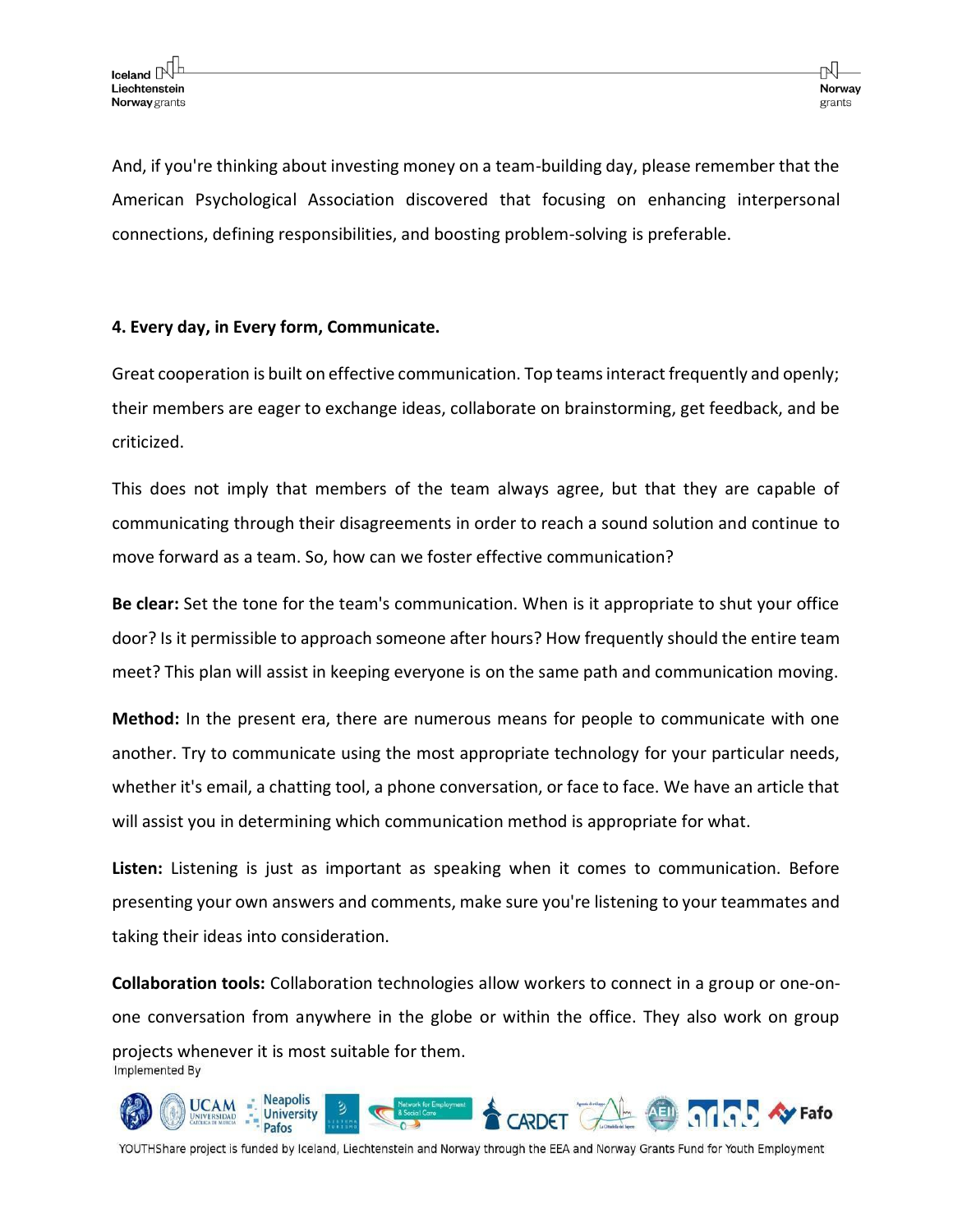And, if you're thinking about investing money on a team-building day, please remember that the American Psychological Association discovered that focusing on enhancing interpersonal connections, defining responsibilities, and boosting problem-solving is preferable.

#### 4. Every day, in Every form, Communicate.

Great cooperation is built on effective communication. Top teams interact frequently and openly; their members are eager to exchange ideas, collaborate on brainstorming, get feedback, and be criticized.

This does not imply that members of the team always agree, but that they are capable of communicating through their disagreements in order to reach a sound solution and continue to move forward as a team. So, how can we foster effective communication?

**Be clear:** Set the tone for the team's communication. When is it appropriate to shut your office door? Is it permissible to approach someone after hours? How frequently should the entire team meet? This plan will assist in keeping everyone is on the same path and communication moving.

**Method:** In the present era, there are numerous means for people to communicate with one another. Try to communicate using the most appropriate technology for your particular needs, whether it's email, a chatting tool, a phone conversation, or face to face. We have an article that will assist you in determining which communication method is appropriate for what.

**Listen:** Listening is just as important as speaking when it comes to communication. Before presenting your own answers and comments, make sure you're listening to your teammates and taking their ideas into consideration.

**Collaboration tools:** Collaboration technologies allow workers to connect in a group or one-on-one conversation from anywhere in the globe or within the office. They also work on group projects whenever it is most suitable for them.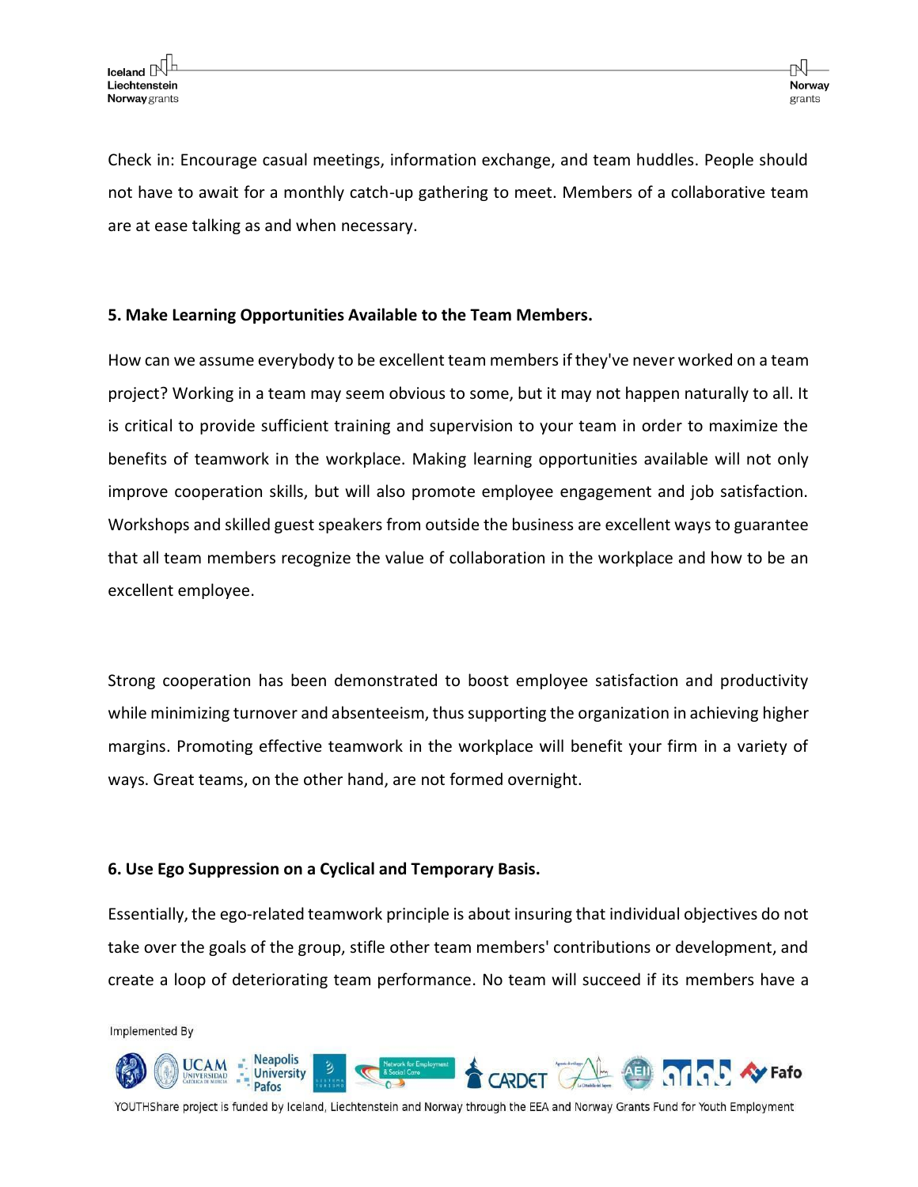Check in: Encourage casual meetings, information exchange, and team huddles. People should not have to await for a monthly catch-up gathering to meet. Members of a collaborative team are at ease talking as and when necessary.

**5. Make Learning Opportunities Available to the Team Members.**

How can we assume everybody to be excellent team members if they've never worked on a team project? Working in a team may seem obvious to some, but it may not happen naturally to all. It is critical to provide sufficient training and supervision to your team in order to maximize the benefits of teamwork in the workplace. Making learning opportunities available will not only improve cooperation skills, but will also promote employee engagement and job satisfaction. Workshops and skilled guest speakers from outside the business are excellent ways to guarantee that all team members recognize the value of collaboration in the workplace and how to be an excellent employee.

Strong cooperation has been demonstrated to boost employee satisfaction and productivity while minimizing turnover and absenteeism, thus supporting the organization in achieving higher margins. Promoting effective teamwork in the workplace will benefit your firm in a variety of ways. Great teams, on the other hand, are not formed overnight.

**6. Use Ego Suppression on a Cyclical and Temporary Basis.**

Essentially, the ego-related teamwork principle is about insuring that individual objectives do not take over the goals of the group, stifle other team members' contributions or development, and create a loop of deteriorating team performance. No team will succeed if its members have a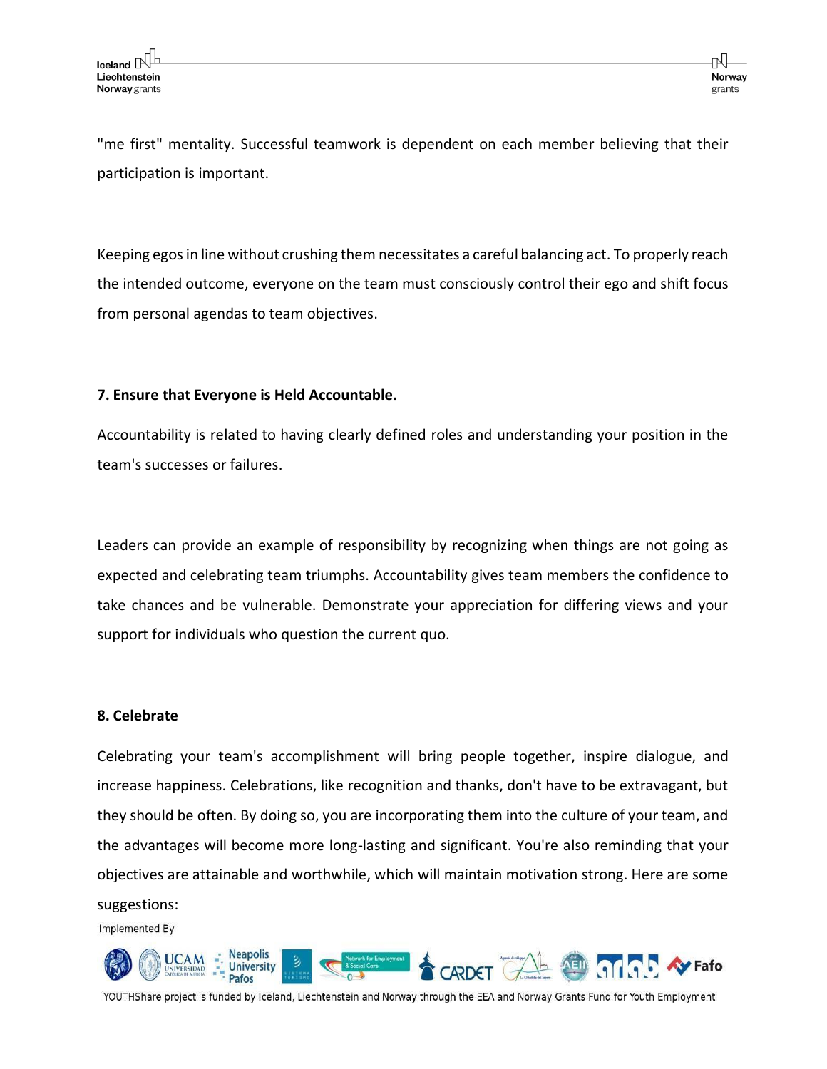"me first" mentality. Successful teamwork is dependent on each member believing that their participation is important.

Keeping egos in line without crushing them necessitates a careful balancing act. To properly reach the intended outcome, everyone on the team must consciously control their ego and shift focus from personal agendas to team objectives.

**7. Ensure that Everyone is Held Accountable.**

Accountability is related to having clearly defined roles and understanding your position in the team's successes or failures.

Leaders can provide an example of responsibility by recognizing when things are not going as expected and celebrating team triumphs. Accountability gives team members the confidence to take chances and be vulnerable. Demonstrate your appreciation for differing views and your support for individuals who question the current quo.

**8. Celebrate**

Celebrating your team's accomplishment will bring people together, inspire dialogue, and increase happiness. Celebrations, like recognition and thanks, don't have to be extravagant, but they should be often. By doing so, you are incorporating them into the culture of your team, and the advantages will become more long-lasting and significant. You're also reminding that your objectives are attainable and worthwhile, which will maintain motivation strong. Here are some suggestions: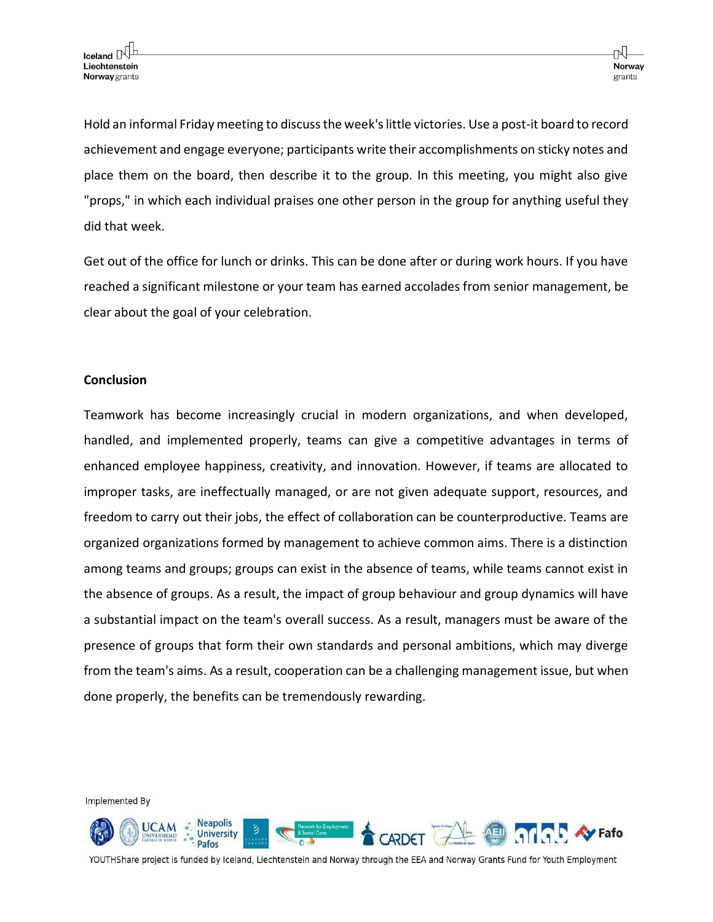Hold an informal Friday meeting to discuss the week's little victories. Use a post-it board to record achievement and engage everyone; participants write their accomplishments on sticky notes and place them on the board, then describe it to the group. In this meeting, you might also give "props," in which each individual praises one other person in the group for anything useful they did that week.

Get out of the office for lunch or drinks. This can be done after or during work hours. If you have reached a significant milestone or your team has earned accolades from senior management, be clear about the goal of your celebration.

**Conclusion**

Teamwork has become increasingly crucial in modern organizations, and when developed, handled, and implemented properly, teams can give a competitive advantages in terms of enhanced employee happiness, creativity, and innovation. However, if teams are allocated to improper tasks, are ineffectually managed, or are not given adequate support, resources, and freedom to carry out their jobs, the effect of collaboration can be counterproductive. Teams are organized organizations formed by management to achieve common aims. There is a distinction among teams and groups; groups can exist in the absence of teams, while teams cannot exist in the absence of groups. As a result, the impact of group behaviour and group dynamics will have a substantial impact on the team's overall success. As a result, managers must be aware of the presence of groups that form their own standards and personal ambitions, which may diverge from the team's aims. As a result, cooperation can be a challenging management issue, but when done properly, the benefits can be tremendously rewarding.